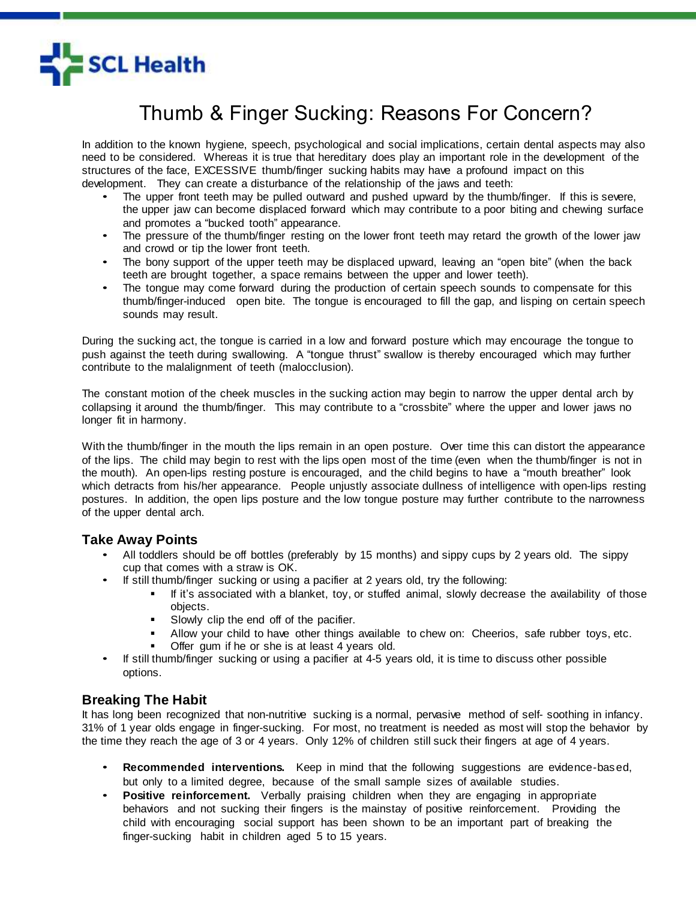SCL Health

# Thumb & Finger Sucking: Reasons For Concern?

In addition to the known hygiene, speech, psychological and social implications, certain dental aspects may also need to be considered. Whereas it is true that hereditary does play an important role in the development of the structures of the face, EXCESSIVE thumb/finger sucking habits may have a profound impact on this development. They can create a disturbance of the relationship of the jaws and teeth:

- The upper front teeth may be pulled outward and pushed upward by the thumb/finger. If this is severe, the upper jaw can become displaced forward which may contribute to a poor biting and chewing surface and promotes a "bucked tooth" appearance.
- The pressure of the thumb/finger resting on the lower front teeth may retard the growth of the lower jaw and crowd or tip the lower front teeth.
- The bony support of the upper teeth may be displaced upward, leaving an "open bite" (when the back teeth are brought together, a space remains between the upper and lower teeth).
- The tongue may come forward during the production of certain speech sounds to compensate for this thumb/finger-induced open bite. The tongue is encouraged to fill the gap, and lisping on certain speech sounds may result.

During the sucking act, the tongue is carried in a low and forward posture which may encourage the tongue to push against the teeth during swallowing. A "tongue thrust" swallow is thereby encouraged which may further contribute to the malalignment of teeth (malocclusion).

The constant motion of the cheek muscles in the sucking action may begin to narrow the upper dental arch by collapsing it around the thumb/finger. This may contribute to a "crossbite" where the upper and lower jaws no longer fit in harmony.

With the thumb/finger in the mouth the lips remain in an open posture. Over time this can distort the appearance of the lips. The child may begin to rest with the lips open most of the time (even when the thumb/finger is not in the mouth). An open-lips resting posture is encouraged, and the child begins to have a "mouth breather" look which detracts from his/her appearance. People unjustly associate dullness of intelligence with open-lips resting postures. In addition, the open lips posture and the low tongue posture may further contribute to the narrowness of the upper dental arch.

## Take Away Points

- All toddlers should be off bottles (preferably by 15 months) and sippy cups by 2 years old. The sippy cup that comes with a straw is OK.
- If still thumb/finger sucking or using a pacifier at 2 years old, try the following:
  - If it's associated with a blanket, toy, or stuffed animal, slowly decrease the availability of those objects.
  - Slowly clip the end off of the pacifier.
  - Allow your child to have other things available to chew on: Cheerios, safe rubber toys, etc.
  - Offer gum if he or she is at least 4 years old.
- If still thumb/finger sucking or using a pacifier at 4-5 years old, it is time to discuss other possible options.

## Breaking The Habit

It has long been recognized that non-nutritive sucking is a normal, pervasive method of self- soothing in infancy. 31% of 1 year olds engage in finger-sucking. For most, no treatment is needed as most will stop the behavior by the time they reach the age of 3 or 4 years. Only 12% of children still suck their fingers at age of 4 years.

- **Recommended interventions.** Keep in mind that the following suggestions are evidence-based, but only to a limited degree, because of the small sample sizes of available studies.
- **Positive reinforcement.** Verbally praising children when they are engaging in appropriate behaviors and not sucking their fingers is the mainstay of positive reinforcement. Providing the child with encouraging social support has been shown to be an important part of breaking the finger-sucking habit in children aged 5 to 15 years.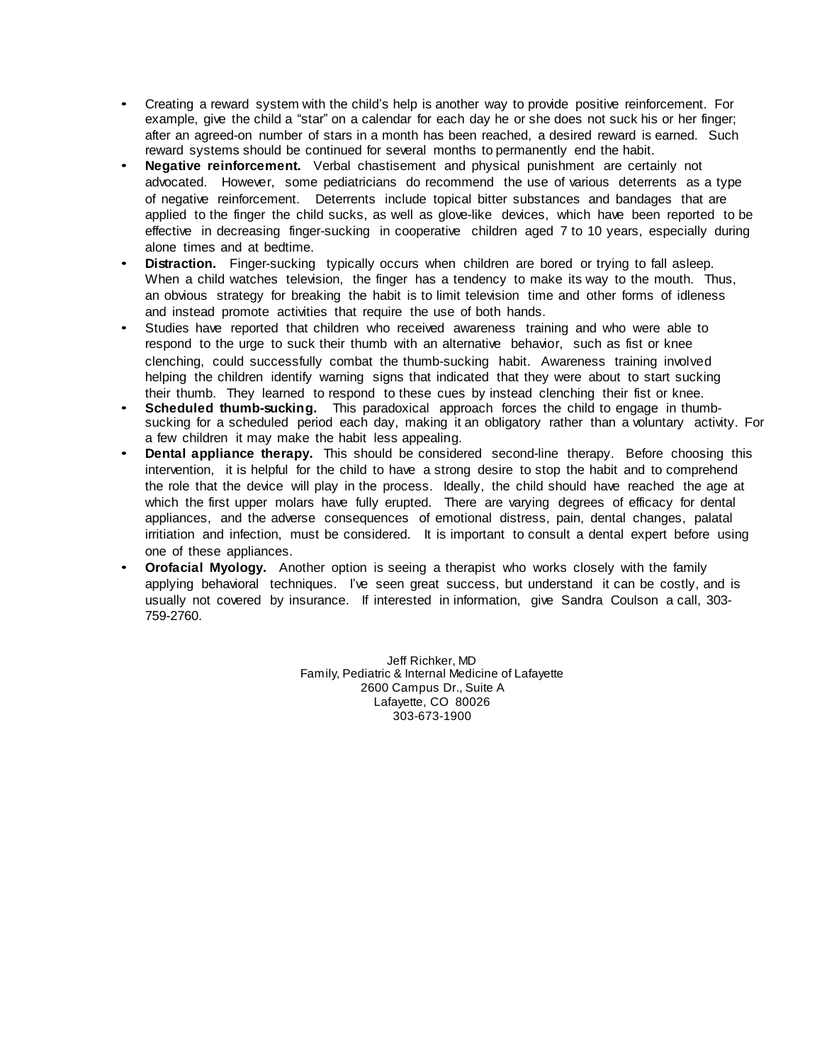- Creating a reward system with the child's help is another way to provide positive reinforcement. For example, give the child a "star" on a calendar for each day he or she does not suck his or her finger; after an agreed-on number of stars in a month has been reached, a desired reward is earned. Such reward systems should be continued for several months to permanently end the habit.
- **Negative reinforcement.** Verbal chastisement and physical punishment are certainly not advocated. However, some pediatricians do recommend the use of various deterrents as a type of negative reinforcement. Deterrents include topical bitter substances and bandages that are applied to the finger the child sucks, as well as glove-like devices, which have been reported to be effective in decreasing finger-sucking in cooperative children aged 7 to 10 years, especially during alone times and at bedtime.
- **Distraction.** Finger-sucking typically occurs when children are bored or trying to fall asleep. When a child watches television, the finger has a tendency to make its way to the mouth. Thus, an obvious strategy for breaking the habit is to limit television time and other forms of idleness and instead promote activities that require the use of both hands.
- Studies have reported that children who received awareness training and who were able to respond to the urge to suck their thumb with an alternative behavior, such as fist or knee clenching, could successfully combat the thumb-sucking habit. Awareness training involved helping the children identify warning signs that indicated that they were about to start sucking their thumb. They learned to respond to these cues by instead clenching their fist or knee.
- **Scheduled thumb-sucking.** This paradoxical approach forces the child to engage in thumb-sucking for a scheduled period each day, making it an obligatory rather than a voluntary activity. For a few children it may make the habit less appealing.
- **Dental appliance therapy.** This should be considered second-line therapy. Before choosing this intervention, it is helpful for the child to have a strong desire to stop the habit and to comprehend the role that the device will play in the process. Ideally, the child should have reached the age at which the first upper molars have fully erupted. There are varying degrees of efficacy for dental appliances, and the adverse consequences of emotional distress, pain, dental changes, palatal irritiation and infection, must be considered. It is important to consult a dental expert before using one of these appliances.
- **Orofacial Myology.** Another option is seeing a therapist who works closely with the family applying behavioral techniques. I've seen great success, but understand it can be costly, and is usually not covered by insurance. If interested in information, give Sandra Coulson a call, 303-759-2760.

Jeff Richker, MD
Family, Pediatric & Internal Medicine of Lafayette
2600 Campus Dr., Suite A
Lafayette, CO 80026
303-673-1900